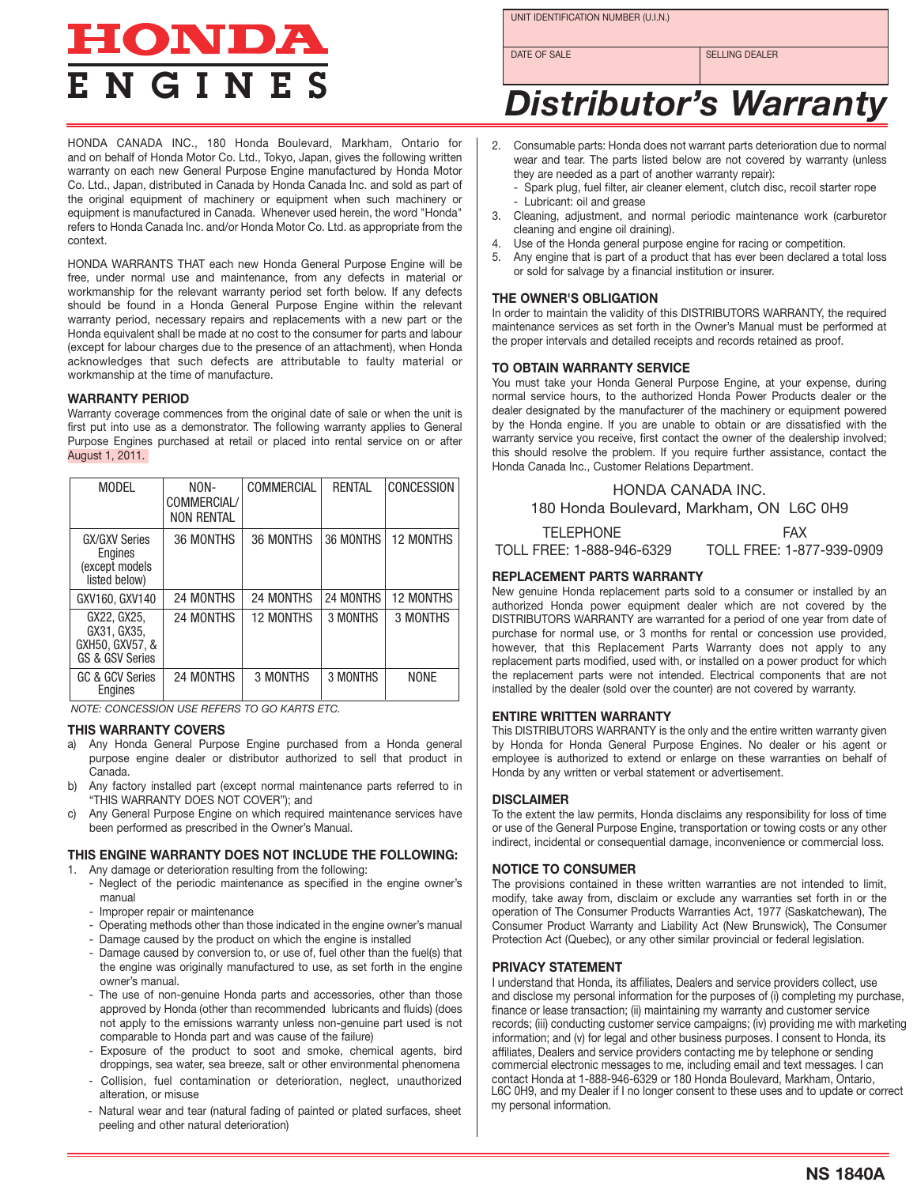# HONDA ENGINES

| UNIT IDENTIFICATION NUMBER (U.I.N.) | |
|---|---|
| DATE OF SALE | SELLING DEALER |

# Distributor's Warranty

HONDA CANADA INC., 180 Honda Boulevard, Markham, Ontario for and on behalf of Honda Motor Co. Ltd., Tokyo, Japan, gives the following written warranty on each new General Purpose Engine manufactured by Honda Motor Co. Ltd., Japan, distributed in Canada by Honda Canada Inc. and sold as part of the original equipment of machinery or equipment when such machinery or equipment is manufactured in Canada. Whenever used herein, the word "Honda" refers to Honda Canada Inc. and/or Honda Motor Co. Ltd. as appropriate from the context.

HONDA WARRANTS THAT each new Honda General Purpose Engine will be free, under normal use and maintenance, from any defects in material or workmanship for the relevant warranty period set forth below. If any defects should be found in a Honda General Purpose Engine within the relevant warranty period, necessary repairs and replacements with a new part or the Honda equivalent shall be made at no cost to the consumer for parts and labour (except for labour charges due to the presence of an attachment), when Honda acknowledges that such defects are attributable to faulty material or workmanship at the time of manufacture.

### WARRANTY PERIOD

Warranty coverage commences from the original date of sale or when the unit is first put into use as a demonstrator. The following warranty applies to General Purpose Engines purchased at retail or placed into rental service on or after August 1, 2011.

| MODEL | NON-COMMERCIAL/ NON RENTAL | COMMERCIAL | RENTAL | CONCESSION |
|---|---|---|---|---|
| GX/GXV Series Engines (except models listed below) | 36 MONTHS | 36 MONTHS | 36 MONTHS | 12 MONTHS |
| GXV160, GXV140 | 24 MONTHS | 24 MONTHS | 24 MONTHS | 12 MONTHS |
| GX22, GX25, GX31, GX35, GXH50, GXV57, & GS & GSV Series | 24 MONTHS | 12 MONTHS | 3 MONTHS | 3 MONTHS |
| GC & GCV Series Engines | 24 MONTHS | 3 MONTHS | 3 MONTHS | NONE |

*NOTE: CONCESSION USE REFERS TO GO KARTS ETC.*

### THIS WARRANTY COVERS

a) Any Honda General Purpose Engine purchased from a Honda general purpose engine dealer or distributor authorized to sell that product in Canada.
b) Any factory installed part (except normal maintenance parts referred to in "THIS WARRANTY DOES NOT COVER"); and
c) Any General Purpose Engine on which required maintenance services have been performed as prescribed in the Owner's Manual.

### THIS ENGINE WARRANTY DOES NOT INCLUDE THE FOLLOWING:

1. Any damage or deterioration resulting from the following:
   - Neglect of the periodic maintenance as specified in the engine owner's manual
   - Improper repair or maintenance
   - Operating methods other than those indicated in the engine owner's manual
   - Damage caused by the product on which the engine is installed
   - Damage caused by conversion to, or use of, fuel other than the fuel(s) that the engine was originally manufactured to use, as set forth in the engine owner's manual.
   - The use of non-genuine Honda parts and accessories, other than those approved by Honda (other than recommended lubricants and fluids) (does not apply to the emissions warranty unless non-genuine part used is not comparable to Honda part and was cause of the failure)
   - Exposure of the product to soot and smoke, chemical agents, bird droppings, sea water, sea breeze, salt or other environmental phenomena
   - Collision, fuel contamination or deterioration, neglect, unauthorized alteration, or misuse
   - Natural wear and tear (natural fading of painted or plated surfaces, sheet peeling and other natural deterioration)
2. Consumable parts: Honda does not warrant parts deterioration due to normal wear and tear. The parts listed below are not covered by warranty (unless they are needed as a part of another warranty repair):
   - Spark plug, fuel filter, air cleaner element, clutch disc, recoil starter rope
   - Lubricant: oil and grease
3. Cleaning, adjustment, and normal periodic maintenance work (carburetor cleaning and engine oil draining).
4. Use of the Honda general purpose engine for racing or competition.
5. Any engine that is part of a product that has ever been declared a total loss or sold for salvage by a financial institution or insurer.

### THE OWNER'S OBLIGATION

In order to maintain the validity of this DISTRIBUTORS WARRANTY, the required maintenance services as set forth in the Owner's Manual must be performed at the proper intervals and detailed receipts and records retained as proof.

### TO OBTAIN WARRANTY SERVICE

You must take your Honda General Purpose Engine, at your expense, during normal service hours, to the authorized Honda Power Products dealer or the dealer designated by the manufacturer of the machinery or equipment powered by the Honda engine. If you are unable to obtain or are dissatisfied with the warranty service you receive, first contact the owner of the dealership involved; this should resolve the problem. If you require further assistance, contact the Honda Canada Inc., Customer Relations Department.

HONDA CANADA INC.
180 Honda Boulevard, Markham, ON L6C 0H9

TELEPHONE
TOLL FREE: 1-888-946-6329

FAX
TOLL FREE: 1-877-939-0909

### REPLACEMENT PARTS WARRANTY

New genuine Honda replacement parts sold to a consumer or installed by an authorized Honda power equipment dealer which are not covered by the DISTRIBUTORS WARRANTY are warranted for a period of one year from date of purchase for normal use, or 3 months for rental or concession use provided, however, that this Replacement Parts Warranty does not apply to any replacement parts modified, used with, or installed on a power product for which the replacement parts were not intended. Electrical components that are not installed by the dealer (sold over the counter) are not covered by warranty.

### ENTIRE WRITTEN WARRANTY

This DISTRIBUTORS WARRANTY is the only and the entire written warranty given by Honda for Honda General Purpose Engines. No dealer or his agent or employee is authorized to extend or enlarge on these warranties on behalf of Honda by any written or verbal statement or advertisement.

### DISCLAIMER

To the extent the law permits, Honda disclaims any responsibility for loss of time or use of the General Purpose Engine, transportation or towing costs or any other indirect, incidental or consequential damage, inconvenience or commercial loss.

### NOTICE TO CONSUMER

The provisions contained in these written warranties are not intended to limit, modify, take away from, disclaim or exclude any warranties set forth in or the operation of The Consumer Products Warranties Act, 1977 (Saskatchewan), The Consumer Product Warranty and Liability Act (New Brunswick), The Consumer Protection Act (Quebec), or any other similar provincial or federal legislation.

### PRIVACY STATEMENT

I understand that Honda, its affiliates, Dealers and service providers collect, use and disclose my personal information for the purposes of (i) completing my purchase, finance or lease transaction; (ii) maintaining my warranty and customer service records; (iii) conducting customer service campaigns; (iv) providing me with marketing information; and (v) for legal and other business purposes. I consent to Honda, its affiliates, Dealers and service providers contacting me by telephone or sending commercial electronic messages to me, including email and text messages. I can contact Honda at 1-888-946-6329 or 180 Honda Boulevard, Markham, Ontario, L6C 0H9, and my Dealer if I no longer consent to these uses and to update or correct my personal information.

NS 1840A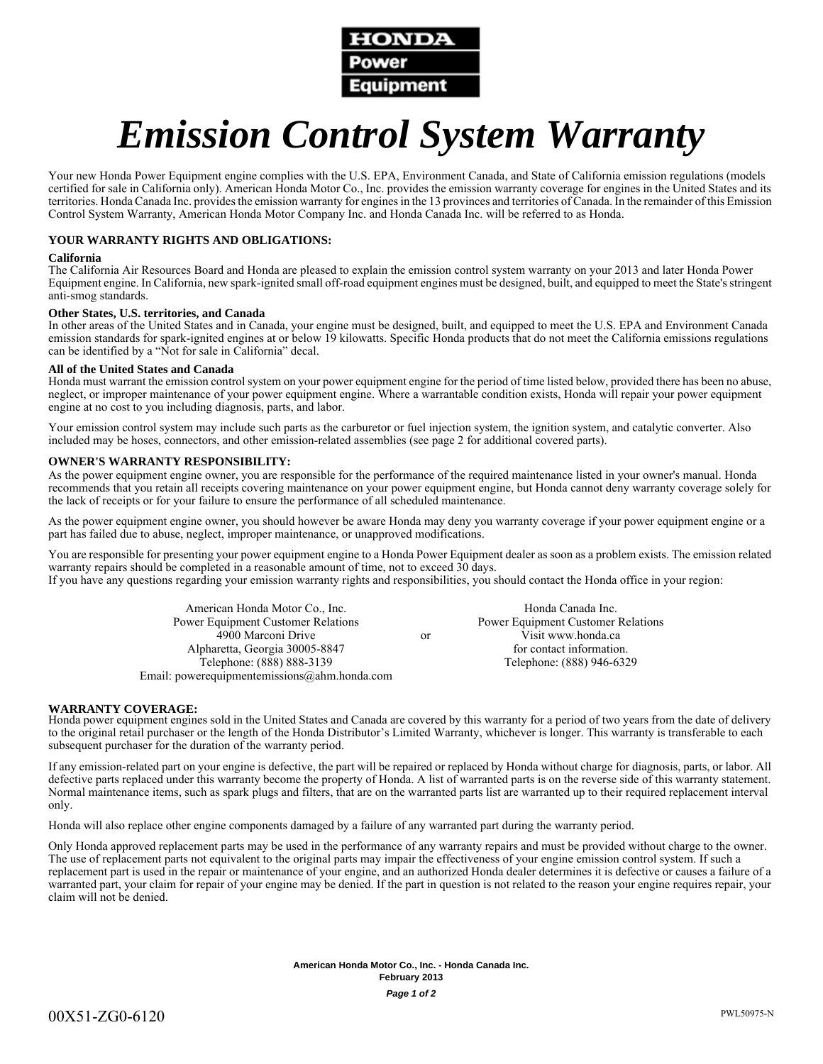**HONDA**
**Power**
**Equipment**

# *Emission Control System Warranty*

Your new Honda Power Equipment engine complies with the U.S. EPA, Environment Canada, and State of California emission regulations (models certified for sale in California only). American Honda Motor Co., Inc. provides the emission warranty coverage for engines in the United States and its territories. Honda Canada Inc. provides the emission warranty for engines in the 13 provinces and territories of Canada. In the remainder of this Emission Control System Warranty, American Honda Motor Company Inc. and Honda Canada Inc. will be referred to as Honda.

## YOUR WARRANTY RIGHTS AND OBLIGATIONS:

### California

The California Air Resources Board and Honda are pleased to explain the emission control system warranty on your 2013 and later Honda Power Equipment engine. In California, new spark-ignited small off-road equipment engines must be designed, built, and equipped to meet the State's stringent anti-smog standards.

### Other States, U.S. territories, and Canada

In other areas of the United States and in Canada, your engine must be designed, built, and equipped to meet the U.S. EPA and Environment Canada emission standards for spark-ignited engines at or below 19 kilowatts. Specific Honda products that do not meet the California emissions regulations can be identified by a “Not for sale in California” decal.

### All of the United States and Canada

Honda must warrant the emission control system on your power equipment engine for the period of time listed below, provided there has been no abuse, neglect, or improper maintenance of your power equipment engine. Where a warrantable condition exists, Honda will repair your power equipment engine at no cost to you including diagnosis, parts, and labor.

Your emission control system may include such parts as the carburetor or fuel injection system, the ignition system, and catalytic converter. Also included may be hoses, connectors, and other emission-related assemblies (see page 2 for additional covered parts).

## OWNER'S WARRANTY RESPONSIBILITY:

As the power equipment engine owner, you are responsible for the performance of the required maintenance listed in your owner's manual. Honda recommends that you retain all receipts covering maintenance on your power equipment engine, but Honda cannot deny warranty coverage solely for the lack of receipts or for your failure to ensure the performance of all scheduled maintenance.

As the power equipment engine owner, you should however be aware Honda may deny you warranty coverage if your power equipment engine or a part has failed due to abuse, neglect, improper maintenance, or unapproved modifications.

You are responsible for presenting your power equipment engine to a Honda Power Equipment dealer as soon as a problem exists. The emission related warranty repairs should be completed in a reasonable amount of time, not to exceed 30 days.
If you have any questions regarding your emission warranty rights and responsibilities, you should contact the Honda office in your region:

American Honda Motor Co., Inc.
Power Equipment Customer Relations
4900 Marconi Drive
Alpharetta, Georgia 30005-8847
Telephone: (888) 888-3139
Email: powerequipmentemissions@ahm.honda.com

or

Honda Canada Inc.
Power Equipment Customer Relations
Visit www.honda.ca
for contact information.
Telephone: (888) 946-6329

## WARRANTY COVERAGE:

Honda power equipment engines sold in the United States and Canada are covered by this warranty for a period of two years from the date of delivery to the original retail purchaser or the length of the Honda Distributor’s Limited Warranty, whichever is longer. This warranty is transferable to each subsequent purchaser for the duration of the warranty period.

If any emission-related part on your engine is defective, the part will be repaired or replaced by Honda without charge for diagnosis, parts, or labor. All defective parts replaced under this warranty become the property of Honda. A list of warranted parts is on the reverse side of this warranty statement. Normal maintenance items, such as spark plugs and filters, that are on the warranted parts list are warranted up to their required replacement interval only.

Honda will also replace other engine components damaged by a failure of any warranted part during the warranty period.

Only Honda approved replacement parts may be used in the performance of any warranty repairs and must be provided without charge to the owner. The use of replacement parts not equivalent to the original parts may impair the effectiveness of your engine emission control system. If such a replacement part is used in the repair or maintenance of your engine, and an authorized Honda dealer determines it is defective or causes a failure of a warranted part, your claim for repair of your engine may be denied. If the part in question is not related to the reason your engine requires repair, your claim will not be denied.

American Honda Motor Co., Inc. - Honda Canada Inc.
February 2013

00X51-ZG0-6120

PWL50975-N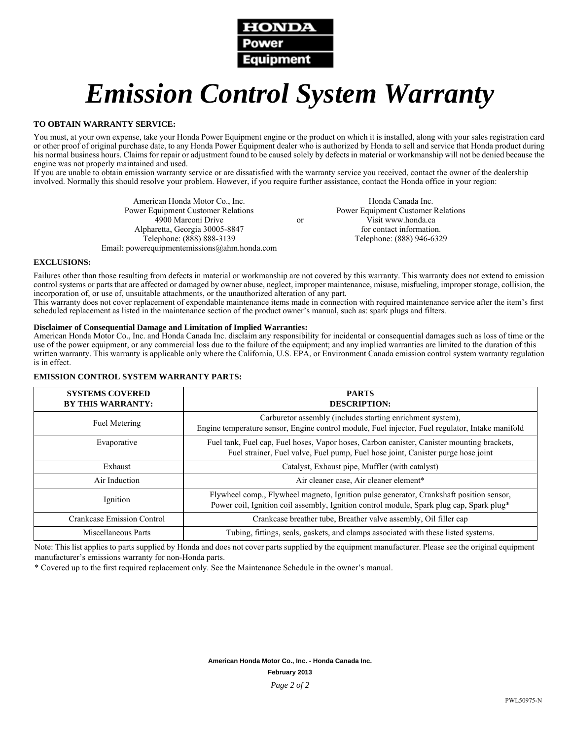**HONDA**
**Power**
**Equipment**

# *Emission Control System Warranty*

**TO OBTAIN WARRANTY SERVICE:**

You must, at your own expense, take your Honda Power Equipment engine or the product on which it is installed, along with your sales registration card or other proof of original purchase date, to any Honda Power Equipment dealer who is authorized by Honda to sell and service that Honda product during his normal business hours. Claims for repair or adjustment found to be caused solely by defects in material or workmanship will not be denied because the engine was not properly maintained and used.
If you are unable to obtain emission warranty service or are dissatisfied with the warranty service you received, contact the owner of the dealership involved. Normally this should resolve your problem. However, if you require further assistance, contact the Honda office in your region:

American Honda Motor Co., Inc.
Power Equipment Customer Relations
4900 Marconi Drive
Alpharetta, Georgia 30005-8847
Telephone: (888) 888-3139
Email: powerequipmentemissions@ahm.honda.com

or

Honda Canada Inc.
Power Equipment Customer Relations
Visit www.honda.ca
for contact information.
Telephone: (888) 946-6329

**EXCLUSIONS:**

Failures other than those resulting from defects in material or workmanship are not covered by this warranty. This warranty does not extend to emission control systems or parts that are affected or damaged by owner abuse, neglect, improper maintenance, misuse, misfueling, improper storage, collision, the incorporation of, or use of, unsuitable attachments, or the unauthorized alteration of any part.
This warranty does not cover replacement of expendable maintenance items made in connection with required maintenance service after the item's first scheduled replacement as listed in the maintenance section of the product owner's manual, such as: spark plugs and filters.

**Disclaimer of Consequential Damage and Limitation of Implied Warranties:**
American Honda Motor Co., Inc. and Honda Canada Inc. disclaim any responsibility for incidental or consequential damages such as loss of time or the use of the power equipment, or any commercial loss due to the failure of the equipment; and any implied warranties are limited to the duration of this written warranty. This warranty is applicable only where the California, U.S. EPA, or Environment Canada emission control system warranty regulation is in effect.

**EMISSION CONTROL SYSTEM WARRANTY PARTS:**

| SYSTEMS COVERED BY THIS WARRANTY: | PARTS DESCRIPTION: |
|---|---|
| Fuel Metering | Carburetor assembly (includes starting enrichment system), Engine temperature sensor, Engine control module, Fuel injector, Fuel regulator, Intake manifold |
| Evaporative | Fuel tank, Fuel cap, Fuel hoses, Vapor hoses, Carbon canister, Canister mounting brackets, Fuel strainer, Fuel valve, Fuel pump, Fuel hose joint, Canister purge hose joint |
| Exhaust | Catalyst, Exhaust pipe, Muffler (with catalyst) |
| Air Induction | Air cleaner case, Air cleaner element* |
| Ignition | Flywheel comp., Flywheel magneto, Ignition pulse generator, Crankshaft position sensor, Power coil, Ignition coil assembly, Ignition control module, Spark plug cap, Spark plug* |
| Crankcase Emission Control | Crankcase breather tube, Breather valve assembly, Oil filler cap |
| Miscellaneous Parts | Tubing, fittings, seals, gaskets, and clamps associated with these listed systems. |

Note: This list applies to parts supplied by Honda and does not cover parts supplied by the equipment manufacturer. Please see the original equipment manufacturer's emissions warranty for non-Honda parts.

* Covered up to the first required replacement only. See the Maintenance Schedule in the owner's manual.

**American Honda Motor Co., Inc. - Honda Canada Inc.**
**February 2013**

PWL50975-N